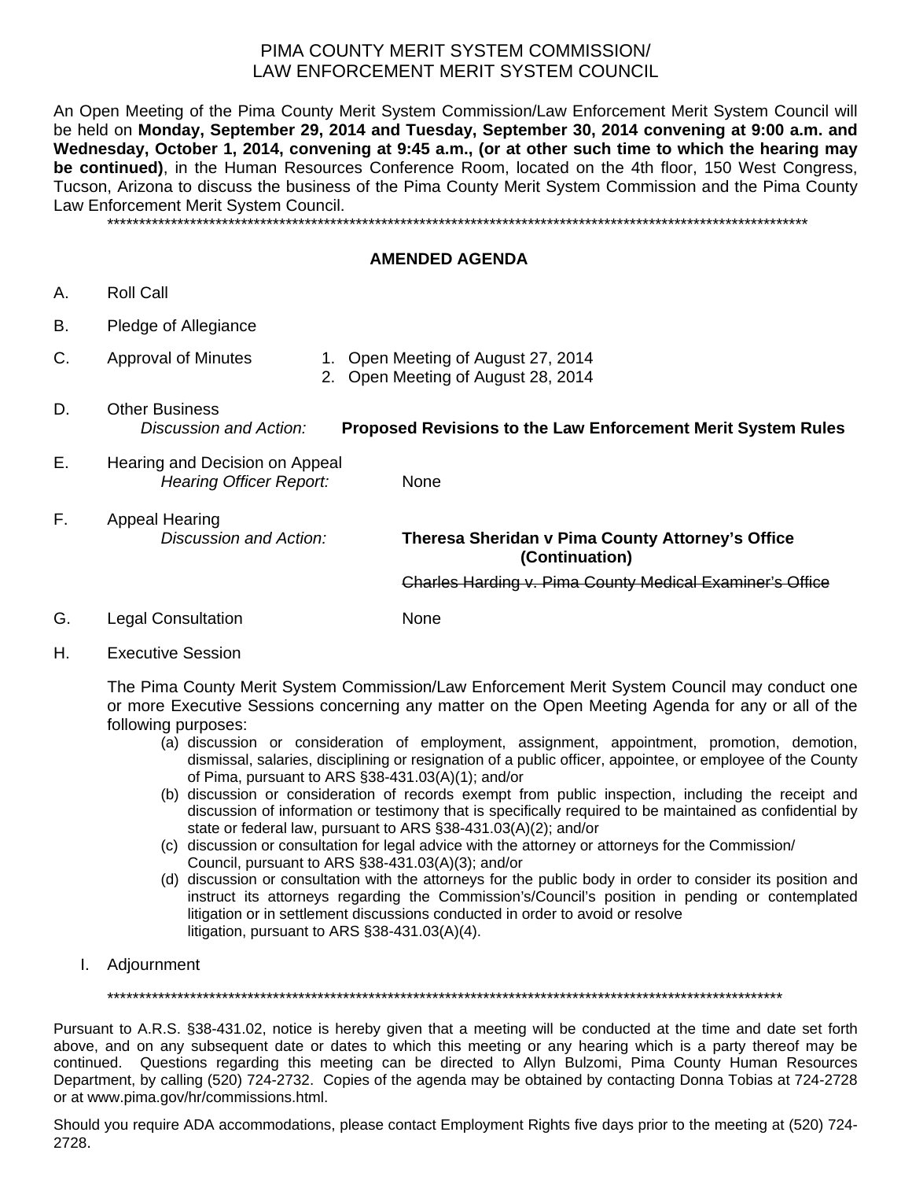# PIMA COUNTY MERIT SYSTEM COMMISSION/
# LAW ENFORCEMENT MERIT SYSTEM COUNCIL

An Open Meeting of the Pima County Merit System Commission/Law Enforcement Merit System Council will be held on **Monday, September 29, 2014 and Tuesday, September 30, 2014 convening at 9:00 a.m. and Wednesday, October 1, 2014, convening at 9:45 a.m., (or at other such time to which the hearing may be continued)**, in the Human Resources Conference Room, located on the 4th floor, 150 West Congress, Tucson, Arizona to discuss the business of the Pima County Merit System Commission and the Pima County Law Enforcement Merit System Council.

\*\*\*\*\*\*\*\*\*\*\*\*\*\*\*\*\*\*\*\*\*\*\*\*\*\*\*\*\*\*\*\*\*\*\*\*\*\*\*\*\*\*\*\*\*\*\*\*\*\*\*\*\*\*\*\*\*\*\*\*\*\*\*\*\*\*\*\*\*\*\*\*\*\*\*\*\*\*\*\*\*\*\*\*\*\*\*\*\*\*\*\*\*\*\*\*\*\*\*\*\*\*\*\*\*\*\*\*\*\*

## AMENDED AGENDA

A. Roll Call

B. Pledge of Allegiance

C. Approval of Minutes
1. Open Meeting of August 27, 2014
2. Open Meeting of August 28, 2014

D. Other Business
*Discussion and Action:* **Proposed Revisions to the Law Enforcement Merit System Rules**

E. Hearing and Decision on Appeal
*Hearing Officer Report:* None

F. Appeal Hearing
*Discussion and Action:* **Theresa Sheridan v Pima County Attorney's Office (Continuation)**

~~Charles Harding v. Pima County Medical Examiner's Office~~

G. Legal Consultation None

H. Executive Session

The Pima County Merit System Commission/Law Enforcement Merit System Council may conduct one or more Executive Sessions concerning any matter on the Open Meeting Agenda for any or all of the following purposes:

(a) discussion or consideration of employment, assignment, appointment, promotion, demotion, dismissal, salaries, disciplining or resignation of a public officer, appointee, or employee of the County of Pima, pursuant to ARS §38-431.03(A)(1); and/or
(b) discussion or consideration of records exempt from public inspection, including the receipt and discussion of information or testimony that is specifically required to be maintained as confidential by state or federal law, pursuant to ARS §38-431.03(A)(2); and/or
(c) discussion or consultation for legal advice with the attorney or attorneys for the Commission/ Council, pursuant to ARS §38-431.03(A)(3); and/or
(d) discussion or consultation with the attorneys for the public body in order to consider its position and instruct its attorneys regarding the Commission's/Council's position in pending or contemplated litigation or in settlement discussions conducted in order to avoid or resolve litigation, pursuant to ARS §38-431.03(A)(4).

I. Adjournment

\*\*\*\*\*\*\*\*\*\*\*\*\*\*\*\*\*\*\*\*\*\*\*\*\*\*\*\*\*\*\*\*\*\*\*\*\*\*\*\*\*\*\*\*\*\*\*\*\*\*\*\*\*\*\*\*\*\*\*\*\*\*\*\*\*\*\*\*\*\*\*\*\*\*\*\*\*\*\*\*\*\*\*\*\*\*\*\*\*\*\*\*\*\*\*\*\*\*\*\*\*\*\*\*\*\*\*\*\*\*

Pursuant to A.R.S. §38-431.02, notice is hereby given that a meeting will be conducted at the time and date set forth above, and on any subsequent date or dates to which this meeting or any hearing which is a party thereof may be continued. Questions regarding this meeting can be directed to Allyn Bulzomi, Pima County Human Resources Department, by calling (520) 724-2732. Copies of the agenda may be obtained by contacting Donna Tobias at 724-2728 or at www.pima.gov/hr/commissions.html.

Should you require ADA accommodations, please contact Employment Rights five days prior to the meeting at (520) 724-2728.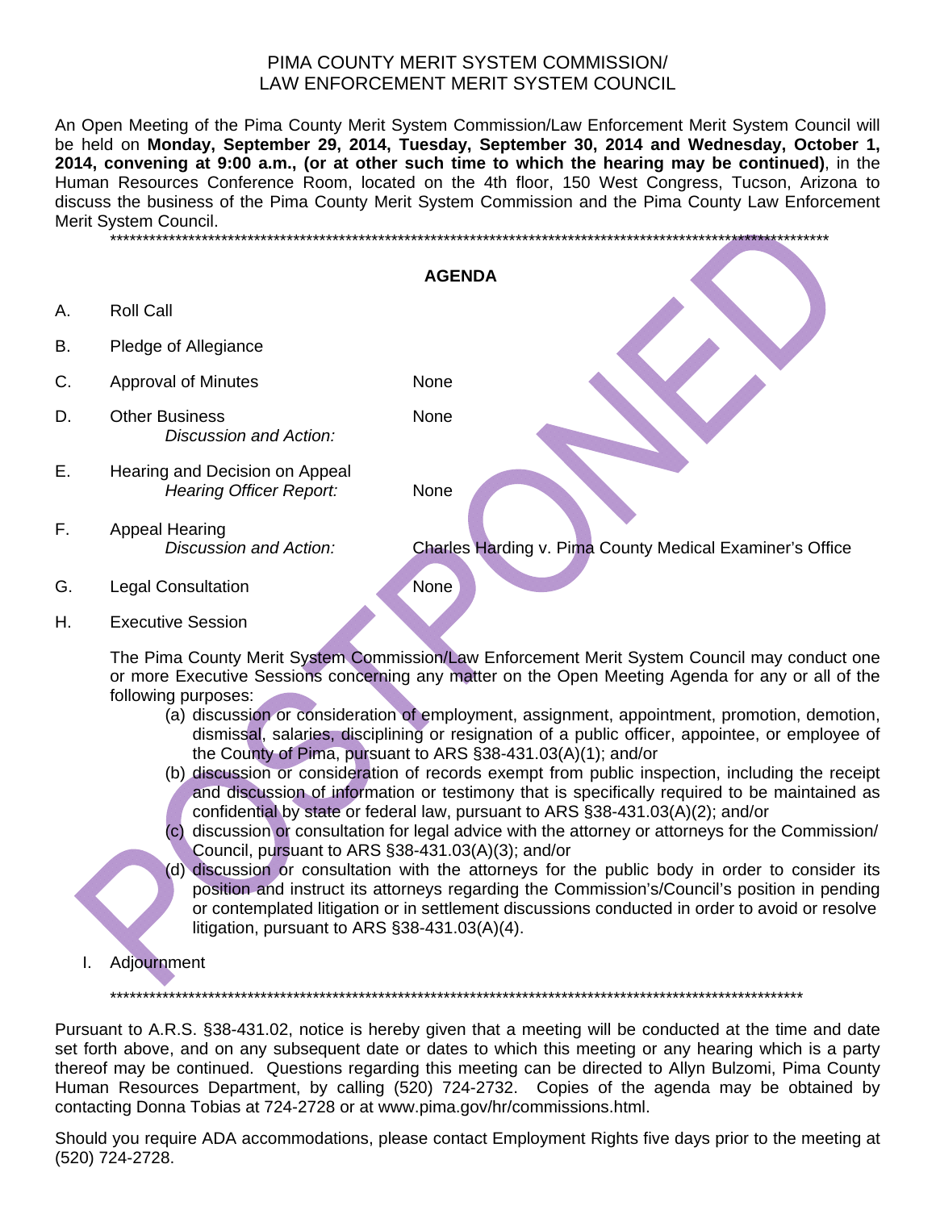# PIMA COUNTY MERIT SYSTEM COMMISSION/ LAW ENFORCEMENT MERIT SYSTEM COUNCIL

An Open Meeting of the Pima County Merit System Commission/Law Enforcement Merit System Council will be held on **Monday, September 29, 2014, Tuesday, September 30, 2014 and Wednesday, October 1, 2014, convening at 9:00 a.m., (or at other such time to which the hearing may be continued)**, in the Human Resources Conference Room, located on the 4th floor, 150 West Congress, Tucson, Arizona to discuss the business of the Pima County Merit System Commission and the Pima County Law Enforcement Merit System Council.

\*\*\*\*\*\*\*\*\*\*\*\*\*\*\*\*\*\*\*\*\*\*\*\*\*\*\*\*\*\*\*\*\*\*\*\*\*\*\*\*\*\*\*\*\*\*\*\*\*\*\*\*\*\*\*\*\*\*\*\*\*\*\*\*\*\*\*\*\*\*\*\*\*\*\*\*\*\*\*\*\*\*\*\*\*\*\*\*\*\*\*\*\*\*\*\*\*\*\*\*\*\*\*\*

POSTPONED

## AGENDA

A. Roll Call

B. Pledge of Allegiance

C. Approval of Minutes — None

D. Other Business — None
*Discussion and Action:*

E. Hearing and Decision on Appeal
*Hearing Officer Report:* — None

F. Appeal Hearing
*Discussion and Action:* — Charles Harding v. Pima County Medical Examiner's Office

G. Legal Consultation — None

H. Executive Session

The Pima County Merit System Commission/Law Enforcement Merit System Council may conduct one or more Executive Sessions concerning any matter on the Open Meeting Agenda for any or all of the following purposes:

(a) discussion or consideration of employment, assignment, appointment, promotion, demotion, dismissal, salaries, disciplining or resignation of a public officer, appointee, or employee of the County of Pima, pursuant to ARS §38-431.03(A)(1); and/or

(b) discussion or consideration of records exempt from public inspection, including the receipt and discussion of information or testimony that is specifically required to be maintained as confidential by state or federal law, pursuant to ARS §38-431.03(A)(2); and/or

(c) discussion or consultation for legal advice with the attorney or attorneys for the Commission/Council, pursuant to ARS §38-431.03(A)(3); and/or

(d) discussion or consultation with the attorneys for the public body in order to consider its position and instruct its attorneys regarding the Commission's/Council's position in pending or contemplated litigation or in settlement discussions conducted in order to avoid or resolve litigation, pursuant to ARS §38-431.03(A)(4).

I. Adjournment

\*\*\*\*\*\*\*\*\*\*\*\*\*\*\*\*\*\*\*\*\*\*\*\*\*\*\*\*\*\*\*\*\*\*\*\*\*\*\*\*\*\*\*\*\*\*\*\*\*\*\*\*\*\*\*\*\*\*\*\*\*\*\*\*\*\*\*\*\*\*\*\*\*\*\*\*\*\*\*\*\*\*\*\*\*\*\*\*\*\*\*\*\*\*\*\*\*\*\*\*\*\*

Pursuant to A.R.S. §38-431.02, notice is hereby given that a meeting will be conducted at the time and date set forth above, and on any subsequent date or dates to which this meeting or any hearing which is a party thereof may be continued. Questions regarding this meeting can be directed to Allyn Bulzomi, Pima County Human Resources Department, by calling (520) 724-2732. Copies of the agenda may be obtained by contacting Donna Tobias at 724-2728 or at www.pima.gov/hr/commissions.html.

Should you require ADA accommodations, please contact Employment Rights five days prior to the meeting at (520) 724-2728.